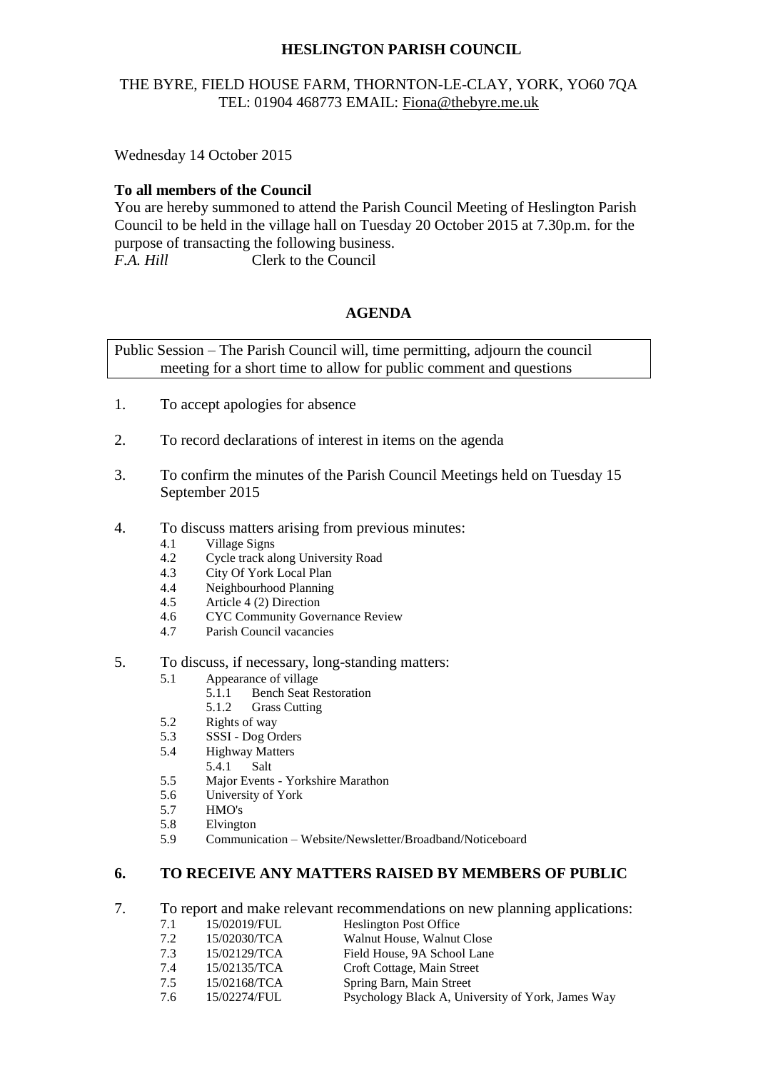**HESLINGTON PARISH COUNCIL**

THE BYRE, FIELD HOUSE FARM, THORNTON-LE-CLAY, YORK, YO60 7QA
TEL: 01904 468773 EMAIL: Fiona@thebyre.me.uk

Wednesday 14 October 2015

**To all members of the Council**

You are hereby summoned to attend the Parish Council Meeting of Heslington Parish Council to be held in the village hall on Tuesday 20 October 2015 at 7.30p.m. for the purpose of transacting the following business.

*F.A. Hill* Clerk to the Council

## AGENDA

Public Session – The Parish Council will, time permitting, adjourn the council meeting for a short time to allow for public comment and questions

1. To accept apologies for absence

2. To record declarations of interest in items on the agenda

3. To confirm the minutes of the Parish Council Meetings held on Tuesday 15 September 2015

4. To discuss matters arising from previous minutes:
   - 4.1 Village Signs
   - 4.2 Cycle track along University Road
   - 4.3 City Of York Local Plan
   - 4.4 Neighbourhood Planning
   - 4.5 Article 4 (2) Direction
   - 4.6 CYC Community Governance Review
   - 4.7 Parish Council vacancies

5. To discuss, if necessary, long-standing matters:
   - 5.1 Appearance of village
     - 5.1.1 Bench Seat Restoration
     - 5.1.2 Grass Cutting
   - 5.2 Rights of way
   - 5.3 SSSI - Dog Orders
   - 5.4 Highway Matters
     - 5.4.1 Salt
   - 5.5 Major Events - Yorkshire Marathon
   - 5.6 University of York
   - 5.7 HMO's
   - 5.8 Elvington
   - 5.9 Communication – Website/Newsletter/Broadband/Noticeboard

6. **TO RECEIVE ANY MATTERS RAISED BY MEMBERS OF PUBLIC**

7. To report and make relevant recommendations on new planning applications:
   - 7.1 15/02019/FUL Heslington Post Office
   - 7.2 15/02030/TCA Walnut House, Walnut Close
   - 7.3 15/02129/TCA Field House, 9A School Lane
   - 7.4 15/02135/TCA Croft Cottage, Main Street
   - 7.5 15/02168/TCA Spring Barn, Main Street
   - 7.6 15/02274/FUL Psychology Black A, University of York, James Way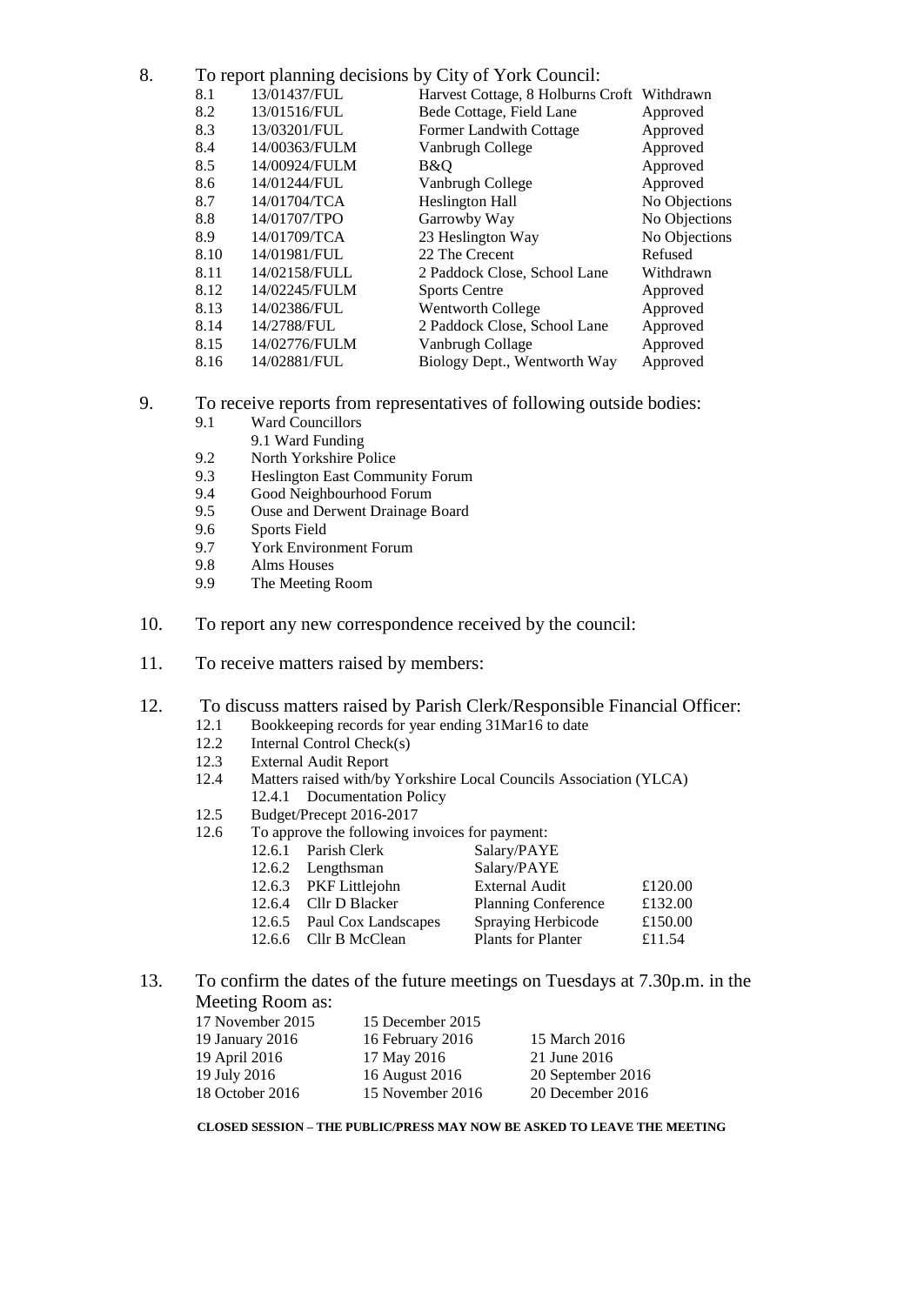8. To report planning decisions by City of York Council:

| | | | |
|---|---|---|---|
| 8.1 | 13/01437/FUL | Harvest Cottage, 8 Holburns Croft | Withdrawn |
| 8.2 | 13/01516/FUL | Bede Cottage, Field Lane | Approved |
| 8.3 | 13/03201/FUL | Former Landwith Cottage | Approved |
| 8.4 | 14/00363/FULM | Vanbrugh College | Approved |
| 8.5 | 14/00924/FULM | B&Q | Approved |
| 8.6 | 14/01244/FUL | Vanbrugh College | Approved |
| 8.7 | 14/01704/TCA | Heslington Hall | No Objections |
| 8.8 | 14/01707/TPO | Garrowby Way | No Objections |
| 8.9 | 14/01709/TCA | 23 Heslington Way | No Objections |
| 8.10 | 14/01981/FUL | 22 The Crecent | Refused |
| 8.11 | 14/02158/FULL | 2 Paddock Close, School Lane | Withdrawn |
| 8.12 | 14/02245/FULM | Sports Centre | Approved |
| 8.13 | 14/02386/FUL | Wentworth College | Approved |
| 8.14 | 14/2788/FUL | 2 Paddock Close, School Lane | Approved |
| 8.15 | 14/02776/FULM | Vanbrugh Collage | Approved |
| 8.16 | 14/02881/FUL | Biology Dept., Wentworth Way | Approved |

9. To receive reports from representatives of following outside bodies:
   - 9.1 Ward Councillors
     - 9.1 Ward Funding
   - 9.2 North Yorkshire Police
   - 9.3 Heslington East Community Forum
   - 9.4 Good Neighbourhood Forum
   - 9.5 Ouse and Derwent Drainage Board
   - 9.6 Sports Field
   - 9.7 York Environment Forum
   - 9.8 Alms Houses
   - 9.9 The Meeting Room

10. To report any new correspondence received by the council:

11. To receive matters raised by members:

12. To discuss matters raised by Parish Clerk/Responsible Financial Officer:
    - 12.1 Bookkeeping records for year ending 31Mar16 to date
    - 12.2 Internal Control Check(s)
    - 12.3 External Audit Report
    - 12.4 Matters raised with/by Yorkshire Local Councils Association (YLCA)
      - 12.4.1 Documentation Policy
    - 12.5 Budget/Precept 2016-2017
    - 12.6 To approve the following invoices for payment:

| | | | |
|---|---|---|---|
| 12.6.1 | Parish Clerk | Salary/PAYE | |
| 12.6.2 | Lengthsman | Salary/PAYE | |
| 12.6.3 | PKF Littlejohn | External Audit | £120.00 |
| 12.6.4 | Cllr D Blacker | Planning Conference | £132.00 |
| 12.6.5 | Paul Cox Landscapes | Spraying Herbicode | £150.00 |
| 12.6.6 | Cllr B McClean | Plants for Planter | £11.54 |

13. To confirm the dates of the future meetings on Tuesdays at 7.30p.m. in the Meeting Room as:

| | | |
|---|---|---|
| 17 November 2015 | 15 December 2015 | |
| 19 January 2016 | 16 February 2016 | 15 March 2016 |
| 19 April 2016 | 17 May 2016 | 21 June 2016 |
| 19 July 2016 | 16 August 2016 | 20 September 2016 |
| 18 October 2016 | 15 November 2016 | 20 December 2016 |

**CLOSED SESSION – THE PUBLIC/PRESS MAY NOW BE ASKED TO LEAVE THE MEETING**